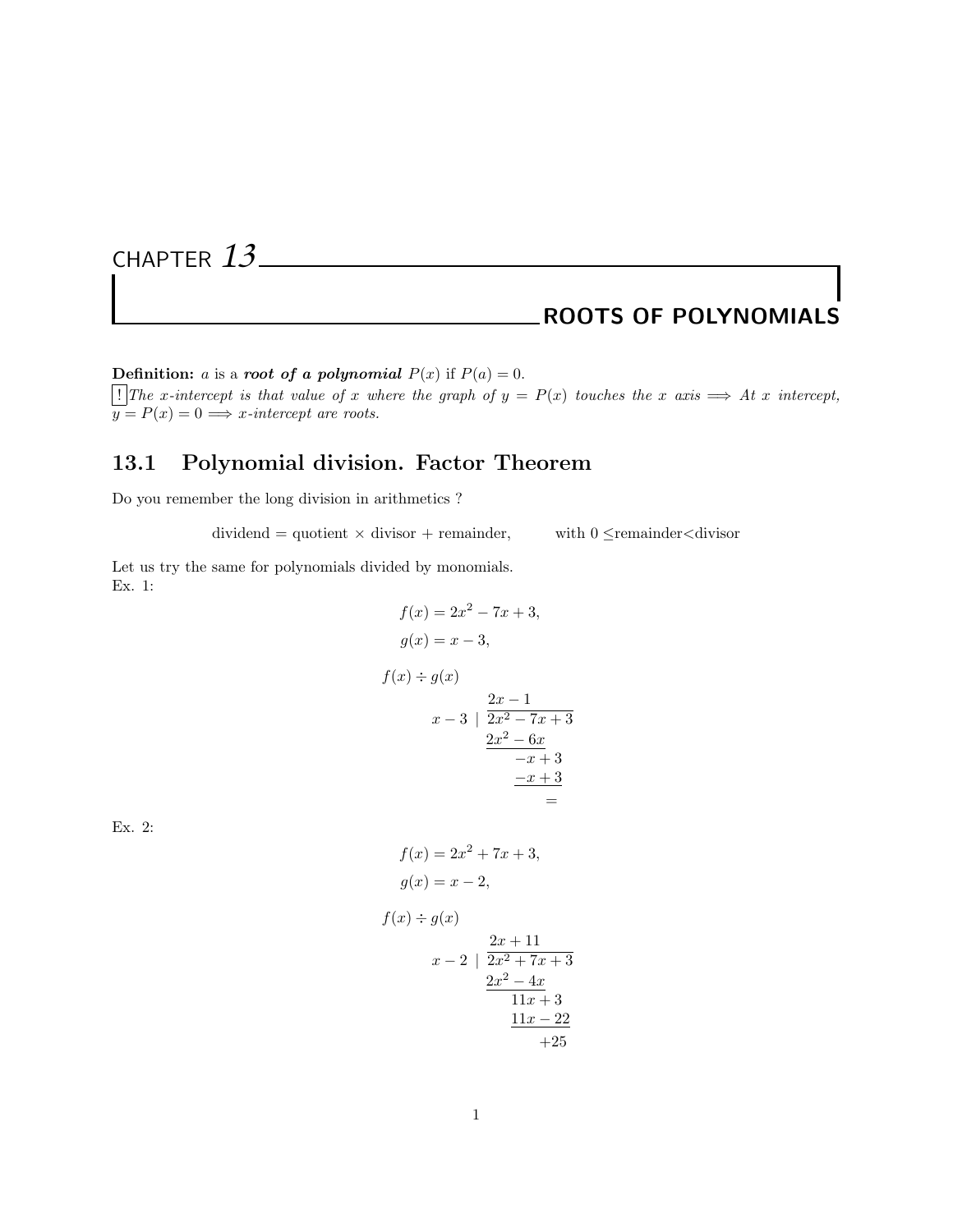# CHAPTER 13

# ROOTS OF POLYNOMIALS

**Definition:** $a$ is a ***root of a polynomial*** $P(x)$ if $P(a) = 0$.

! *The x-intercept is that value of x where the graph of* $y = P(x)$ *touches the x axis* $\Longrightarrow$ *At x intercept,* $y = P(x) = 0 \Longrightarrow$ *x-intercept are roots.*

## 13.1 Polynomial division. Factor Theorem

Do you remember the long division in arithmetics ?

dividend = quotient × divisor + remainder, with 0 ≤remainder<divisor

Let us try the same for polynomials divided by monomials.

Ex. 1:

$$f(x) = 2x^2 - 7x + 3,$$
$$g(x) = x - 3,$$

$$f(x) \div g(x)$$

$$\begin{array}{r|l} & 2x - 1 \\ \hline x - 3 & 2x^2 - 7x + 3 \\ & \underline{2x^2 - 6x} \\ & \quad\; -x + 3 \\ & \quad\; \underline{-x + 3} \\ & \qquad\quad = \end{array}$$

Ex. 2:

$$f(x) = 2x^2 + 7x + 3,$$
$$g(x) = x - 2,$$

$$f(x) \div g(x)$$

$$\begin{array}{r|l} & 2x + 11 \\ \hline x - 2 & 2x^2 + 7x + 3 \\ & \underline{2x^2 - 4x} \\ & \quad\; 11x + 3 \\ & \quad\; \underline{11x - 22} \\ & \qquad\quad +25 \end{array}$$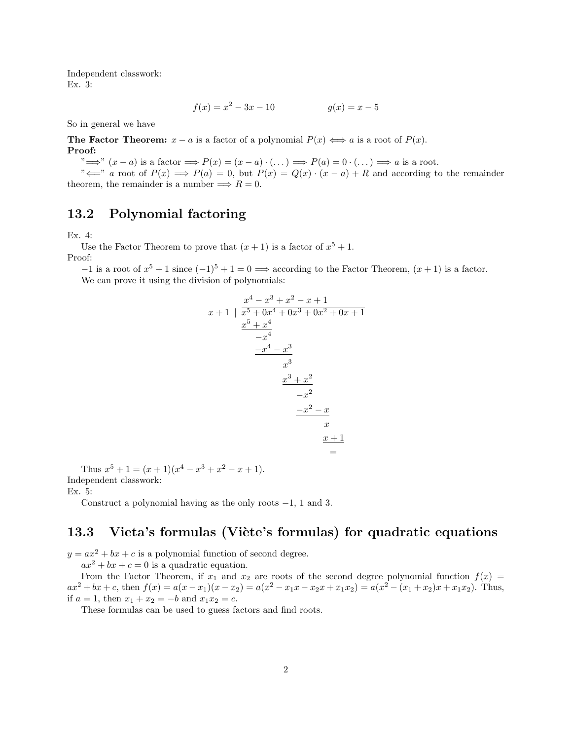Independent classwork:
Ex. 3:

$$f(x) = x^2 - 3x - 10 \qquad\qquad g(x) = x - 5$$

So in general we have

**The Factor Theorem:** $x - a$ is a factor of a polynomial $P(x) \iff a$ is a root of $P(x)$.
**Proof:**

"$\Longrightarrow$" $(x-a)$ is a factor $\Longrightarrow P(x) = (x-a)\cdot(\dots) \Longrightarrow P(a) = 0\cdot(\dots) \Longrightarrow a$ is a root.

"$\Longleftarrow$" $a$ root of $P(x) \Longrightarrow P(a) = 0$, but $P(x) = Q(x)\cdot(x-a) + R$ and according to the remainder theorem, the remainder is a number $\Longrightarrow R = 0$.

## 13.2 Polynomial factoring

Ex. 4:

Use the Factor Theorem to prove that $(x+1)$ is a factor of $x^5 + 1$.

Proof:

$-1$ is a root of $x^5 + 1$ since $(-1)^5 + 1 = 0 \Longrightarrow$ according to the Factor Theorem, $(x+1)$ is a factor.

We can prove it using the division of polynomials:

$$
\begin{array}{r|l}
 & x^4 - x^3 + x^2 - x + 1 \\
\hline
x+1 & x^5 + 0x^4 + 0x^3 + 0x^2 + 0x + 1 \\
 & \underline{x^5 + x^4} \\
 & \quad -x^4 \\
 & \quad \underline{-x^4 - x^3} \\
 & \qquad\quad x^3 \\
 & \qquad\quad \underline{x^3 + x^2} \\
 & \qquad\qquad -x^2 \\
 & \qquad\qquad \underline{-x^2 - x} \\
 & \qquad\qquad\qquad x \\
 & \qquad\qquad\qquad \underline{x + 1} \\
 & \qquad\qquad\qquad\; =
\end{array}
$$

Thus $x^5 + 1 = (x+1)(x^4 - x^3 + x^2 - x + 1)$.

Independent classwork:
Ex. 5:

Construct a polynomial having as the only roots $-1$, $1$ and $3$.

## 13.3 Vieta's formulas (Viète's formulas) for quadratic equations

$y = ax^2 + bx + c$ is a polynomial function of second degree.

$ax^2 + bx + c = 0$ is a quadratic equation.

From the Factor Theorem, if $x_1$ and $x_2$ are roots of the second degree polynomial function $f(x) = ax^2 + bx + c$, then $f(x) = a(x - x_1)(x - x_2) = a(x^2 - x_1x - x_2x + x_1x_2) = a(x^2 - (x_1 + x_2)x + x_1x_2)$. Thus, if $a = 1$, then $x_1 + x_2 = -b$ and $x_1x_2 = c$.

These formulas can be used to guess factors and find roots.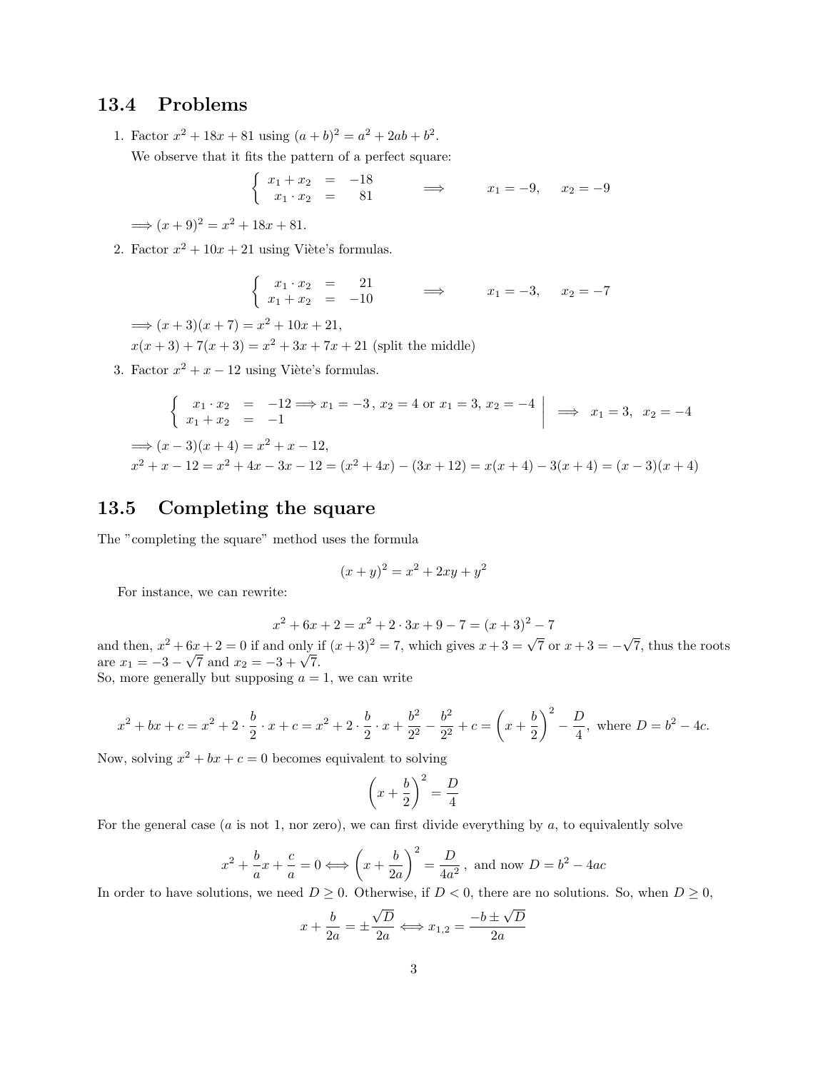## 13.4 Problems

1. Factor $x^2 + 18x + 81$ using $(a+b)^2 = a^2 + 2ab + b^2$.

   We observe that it fits the pattern of a perfect square:

$$\begin{cases} x_1 + x_2 &= -18 \\ x_1 \cdot x_2 &= 81 \end{cases} \qquad \Longrightarrow \qquad x_1 = -9, \quad x_2 = -9$$

   $\Longrightarrow (x+9)^2 = x^2 + 18x + 81.$

2. Factor $x^2 + 10x + 21$ using Viète's formulas.

$$\begin{cases} x_1 \cdot x_2 &= 21 \\ x_1 + x_2 &= -10 \end{cases} \qquad \Longrightarrow \qquad x_1 = -3, \quad x_2 = -7$$

   $\Longrightarrow (x+3)(x+7) = x^2 + 10x + 21,$

   $x(x+3) + 7(x+3) = x^2 + 3x + 7x + 21$ (split the middle)

3. Factor $x^2 + x - 12$ using Viète's formulas.

$$\left\{ \begin{array}{lcl} x_1 \cdot x_2 &=& -12 \Longrightarrow x_1 = -3\,,\ x_2 = 4 \text{ or } x_1 = 3,\ x_2 = -4 \\ x_1 + x_2 &=& -1 \end{array} \right| \quad \Longrightarrow \quad x_1 = 3, \ \ x_2 = -4$$

   $\Longrightarrow (x-3)(x+4) = x^2 + x - 12,$

   $x^2 + x - 12 = x^2 + 4x - 3x - 12 = (x^2 + 4x) - (3x + 12) = x(x+4) - 3(x+4) = (x-3)(x+4)$

## 13.5 Completing the square

The "completing the square" method uses the formula

$$(x+y)^2 = x^2 + 2xy + y^2$$

For instance, we can rewrite:

$$x^2 + 6x + 2 = x^2 + 2 \cdot 3x + 9 - 7 = (x+3)^2 - 7$$

and then, $x^2 + 6x + 2 = 0$ if and only if $(x+3)^2 = 7$, which gives $x + 3 = \sqrt{7}$ or $x + 3 = -\sqrt{7}$, thus the roots are $x_1 = -3 - \sqrt{7}$ and $x_2 = -3 + \sqrt{7}$.
So, more generally but supposing $a = 1$, we can write

$$x^2 + bx + c = x^2 + 2 \cdot \frac{b}{2} \cdot x + c = x^2 + 2 \cdot \frac{b}{2} \cdot x + \frac{b^2}{2^2} - \frac{b^2}{2^2} + c = \left(x + \frac{b}{2}\right)^2 - \frac{D}{4}, \text{ where } D = b^2 - 4c.$$

Now, solving $x^2 + bx + c = 0$ becomes equivalent to solving

$$\left(x + \frac{b}{2}\right)^2 = \frac{D}{4}$$

For the general case ($a$ is not 1, nor zero), we can first divide everything by $a$, to equivalently solve

$$x^2 + \frac{b}{a}x + \frac{c}{a} = 0 \Longleftrightarrow \left(x + \frac{b}{2a}\right)^2 = \frac{D}{4a^2}\,, \text{ and now } D = b^2 - 4ac$$

In order to have solutions, we need $D \geq 0$. Otherwise, if $D < 0$, there are no solutions. So, when $D \geq 0$,

$$x + \frac{b}{2a} = \pm\frac{\sqrt{D}}{2a} \Longleftrightarrow x_{1,2} = \frac{-b \pm \sqrt{D}}{2a}$$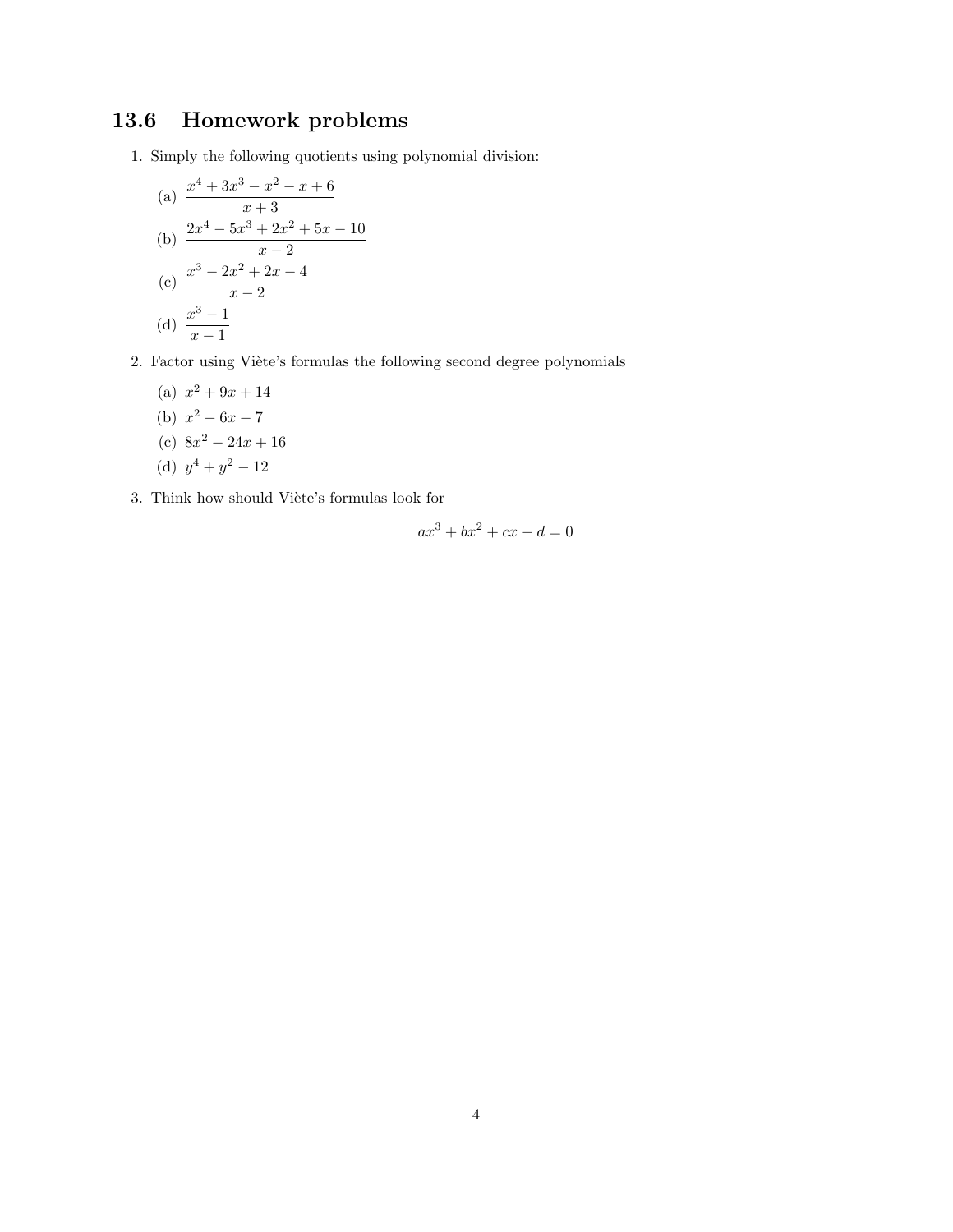## 13.6 Homework problems

1. Simply the following quotients using polynomial division:

   (a) $\dfrac{x^4 + 3x^3 - x^2 - x + 6}{x + 3}$

   (b) $\dfrac{2x^4 - 5x^3 + 2x^2 + 5x - 10}{x - 2}$

   (c) $\dfrac{x^3 - 2x^2 + 2x - 4}{x - 2}$

   (d) $\dfrac{x^3 - 1}{x - 1}$

2. Factor using Viète's formulas the following second degree polynomials

   (a) $x^2 + 9x + 14$

   (b) $x^2 - 6x - 7$

   (c) $8x^2 - 24x + 16$

   (d) $y^4 + y^2 - 12$

3. Think how should Viète's formulas look for

$$ax^3 + bx^2 + cx + d = 0$$